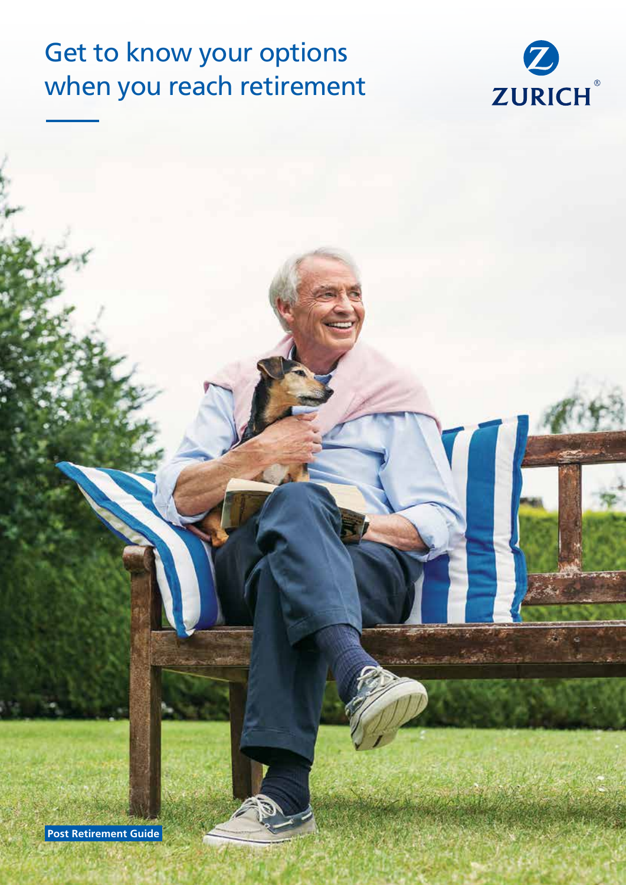# Get to know your options when you reach retirement

ZURICH

**Post Retirement Guide**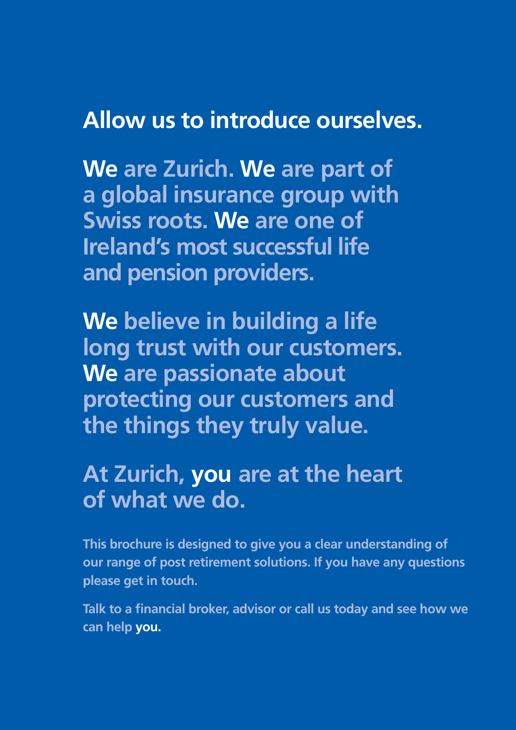# Allow us to introduce ourselves.

## We are Zurich. We are part of a global insurance group with Swiss roots. We are one of Ireland's most successful life and pension providers.

## We believe in building a life long trust with our customers. We are passionate about protecting our customers and the things they truly value.

## At Zurich, you are at the heart of what we do.

**This brochure is designed to give you a clear understanding of our range of post retirement solutions. If you have any questions please get in touch.**

**Talk to a financial broker, advisor or call us today and see how we can help you.**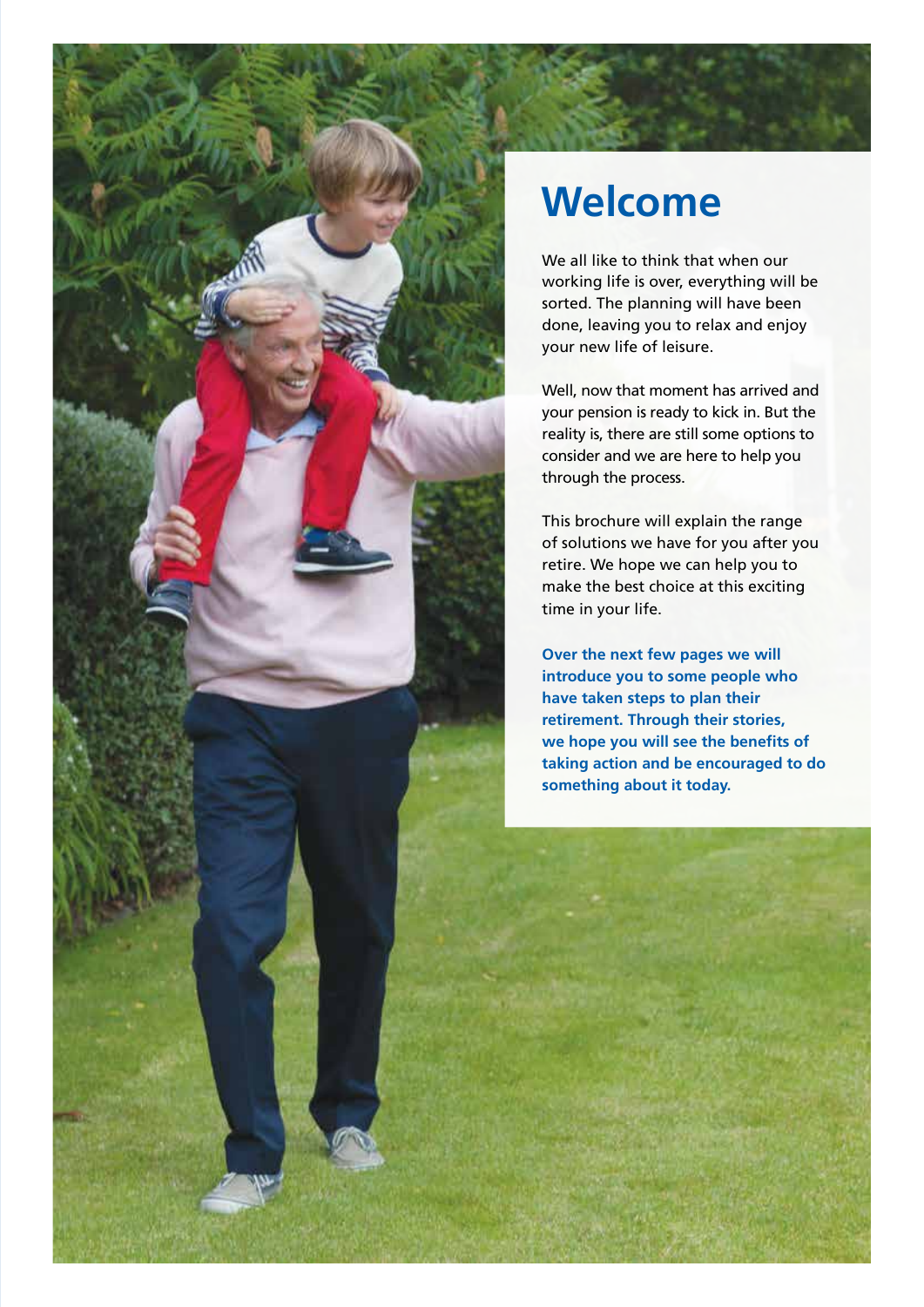# Welcome

We all like to think that when our working life is over, everything will be sorted. The planning will have been done, leaving you to relax and enjoy your new life of leisure.

Well, now that moment has arrived and your pension is ready to kick in. But the reality is, there are still some options to consider and we are here to help you through the process.

This brochure will explain the range of solutions we have for you after you retire. We hope we can help you to make the best choice at this exciting time in your life.

**Over the next few pages we will introduce you to some people who have taken steps to plan their retirement. Through their stories, we hope you will see the benefits of taking action and be encouraged to do something about it today.**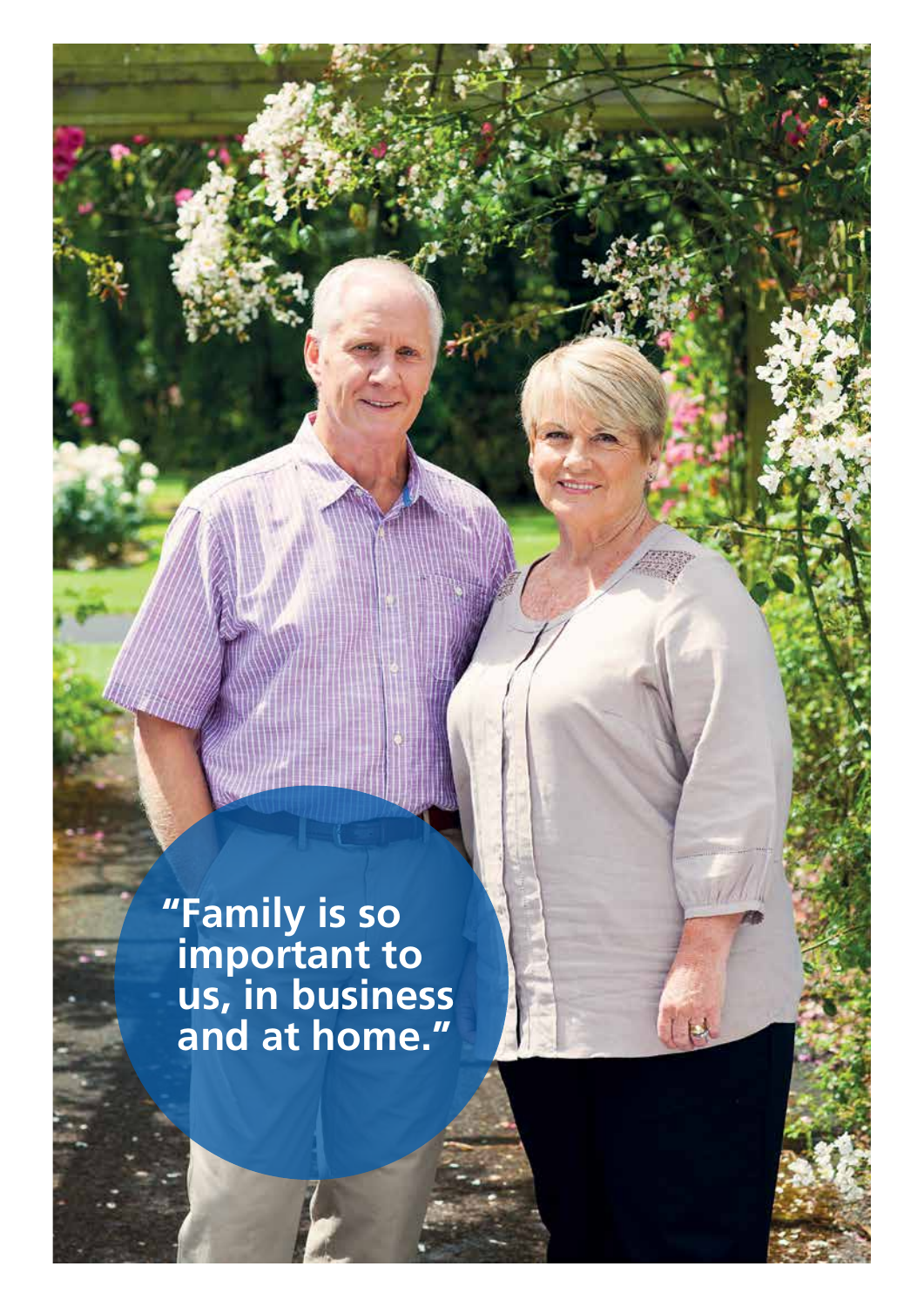"Family is so important to us, in business and at home."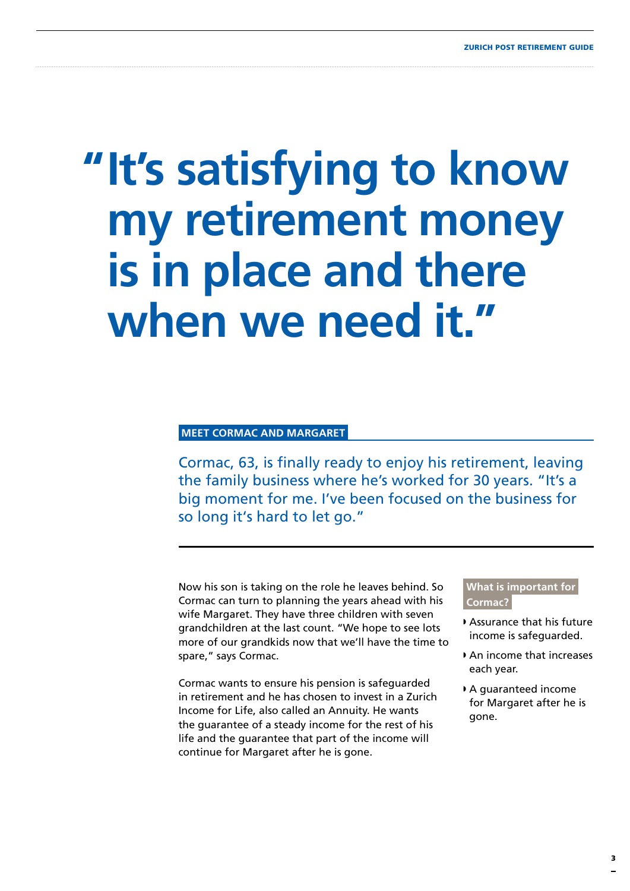# "It's satisfying to know my retirement money is in place and there when we need it."

## MEET CORMAC AND MARGARET

Cormac, 63, is finally ready to enjoy his retirement, leaving the family business where he's worked for 30 years. "It's a big moment for me. I've been focused on the business for so long it's hard to let go."

Now his son is taking on the role he leaves behind. So Cormac can turn to planning the years ahead with his wife Margaret. They have three children with seven grandchildren at the last count. "We hope to see lots more of our grandkids now that we'll have the time to spare," says Cormac.

Cormac wants to ensure his pension is safeguarded in retirement and he has chosen to invest in a Zurich Income for Life, also called an Annuity. He wants the guarantee of a steady income for the rest of his life and the guarantee that part of the income will continue for Margaret after he is gone.

### What is important for Cormac?

- Assurance that his future income is safeguarded.
- An income that increases each year.
- A guaranteed income for Margaret after he is gone.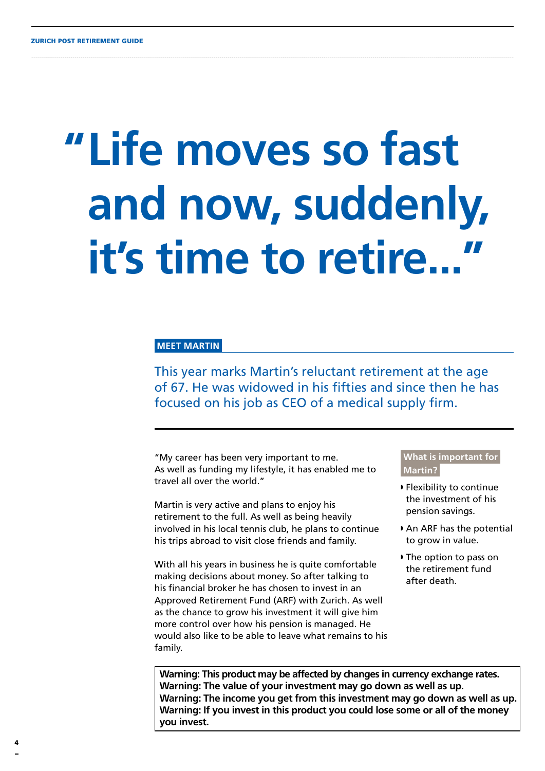# "Life moves so fast and now, suddenly, it's time to retire..."

## MEET MARTIN

This year marks Martin's reluctant retirement at the age of 67. He was widowed in his fifties and since then he has focused on his job as CEO of a medical supply firm.

"My career has been very important to me. As well as funding my lifestyle, it has enabled me to travel all over the world."

Martin is very active and plans to enjoy his retirement to the full. As well as being heavily involved in his local tennis club, he plans to continue his trips abroad to visit close friends and family.

With all his years in business he is quite comfortable making decisions about money. So after talking to his financial broker he has chosen to invest in an Approved Retirement Fund (ARF) with Zurich. As well as the chance to grow his investment it will give him more control over how his pension is managed. He would also like to be able to leave what remains to his family.

### What is important for Martin?

- Flexibility to continue the investment of his pension savings.
- An ARF has the potential to grow in value.
- The option to pass on the retirement fund after death.

**Warning: This product may be affected by changes in currency exchange rates.**
**Warning: The value of your investment may go down as well as up.**
**Warning: The income you get from this investment may go down as well as up.**
**Warning: If you invest in this product you could lose some or all of the money you invest.**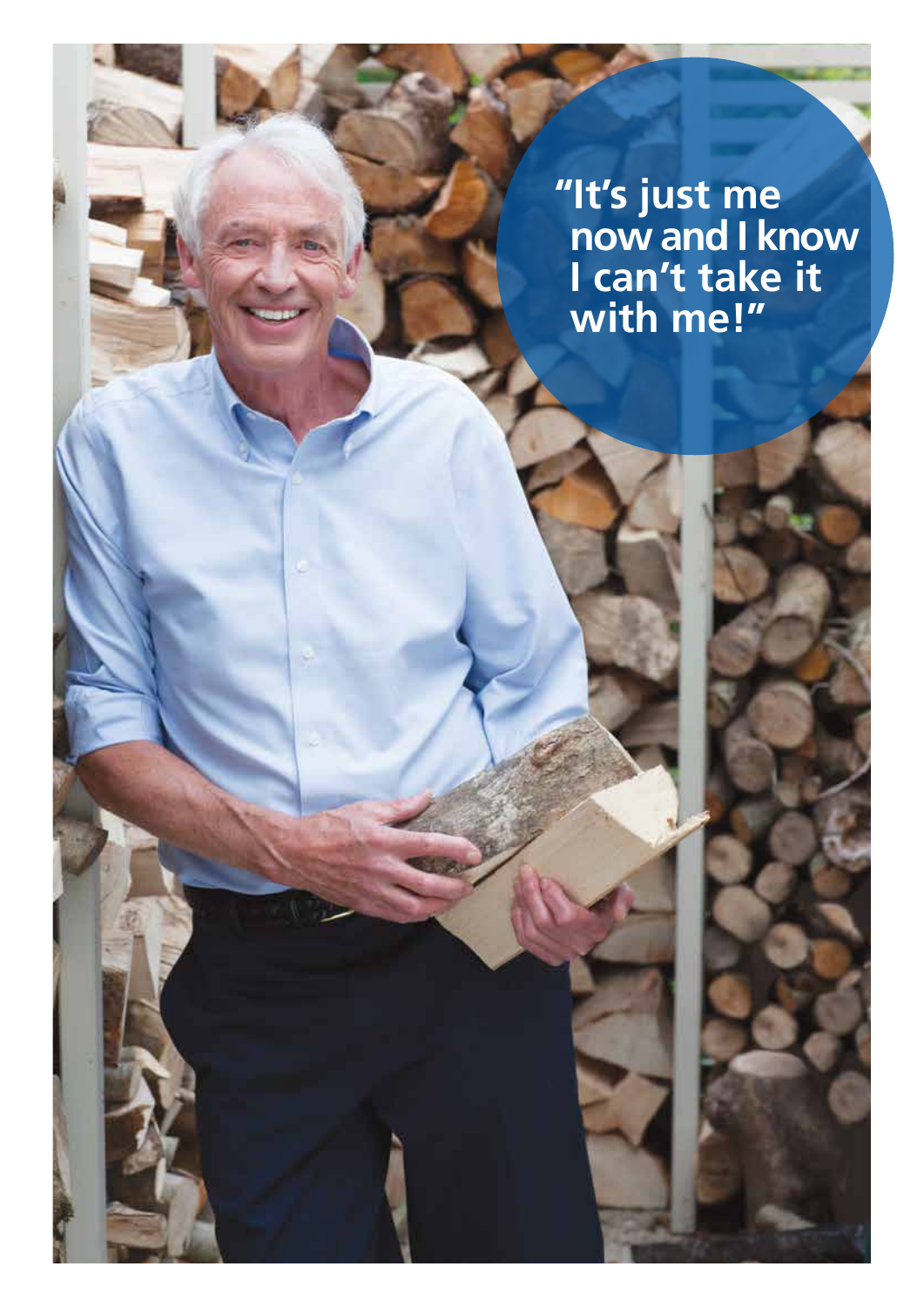"It's just me now and I know I can't take it with me!"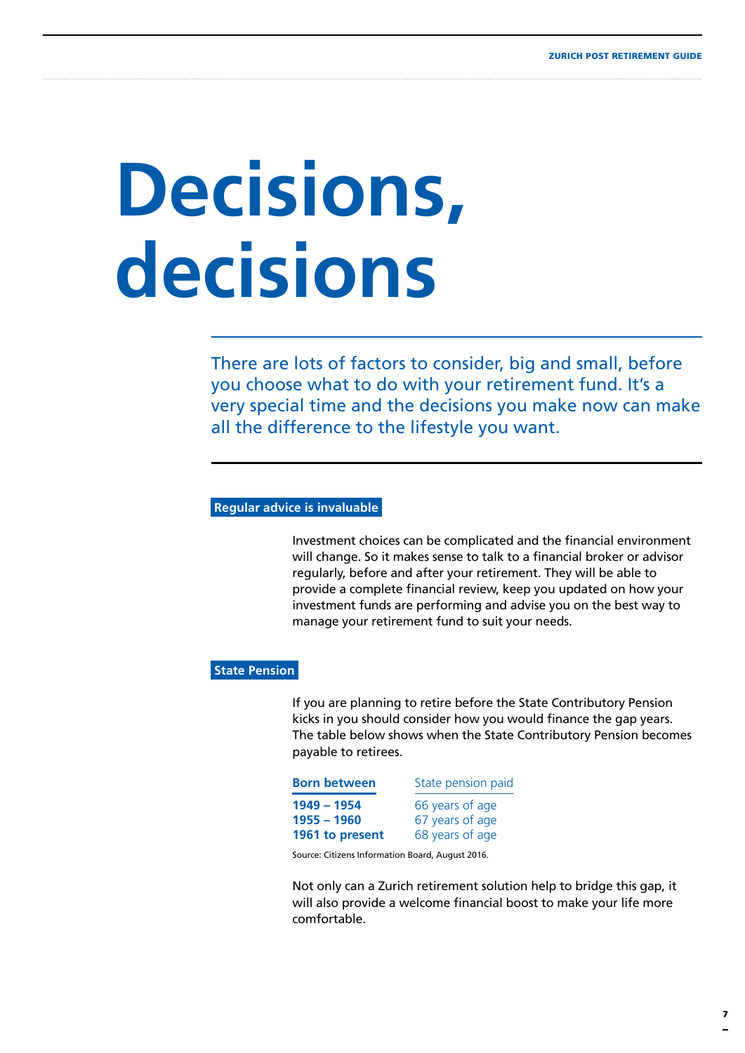# Decisions, decisions

There are lots of factors to consider, big and small, before you choose what to do with your retirement fund. It's a very special time and the decisions you make now can make all the difference to the lifestyle you want.

## Regular advice is invaluable

Investment choices can be complicated and the financial environment will change. So it makes sense to talk to a financial broker or advisor regularly, before and after your retirement. They will be able to provide a complete financial review, keep you updated on how your investment funds are performing and advise you on the best way to manage your retirement fund to suit your needs.

## State Pension

If you are planning to retire before the State Contributory Pension kicks in you should consider how you would finance the gap years. The table below shows when the State Contributory Pension becomes payable to retirees.

| Born between | State pension paid |
| --- | --- |
| **1949 – 1954** | 66 years of age |
| **1955 – 1960** | 67 years of age |
| **1961 to present** | 68 years of age |

Source: Citizens Information Board, August 2016.

Not only can a Zurich retirement solution help to bridge this gap, it will also provide a welcome financial boost to make your life more comfortable.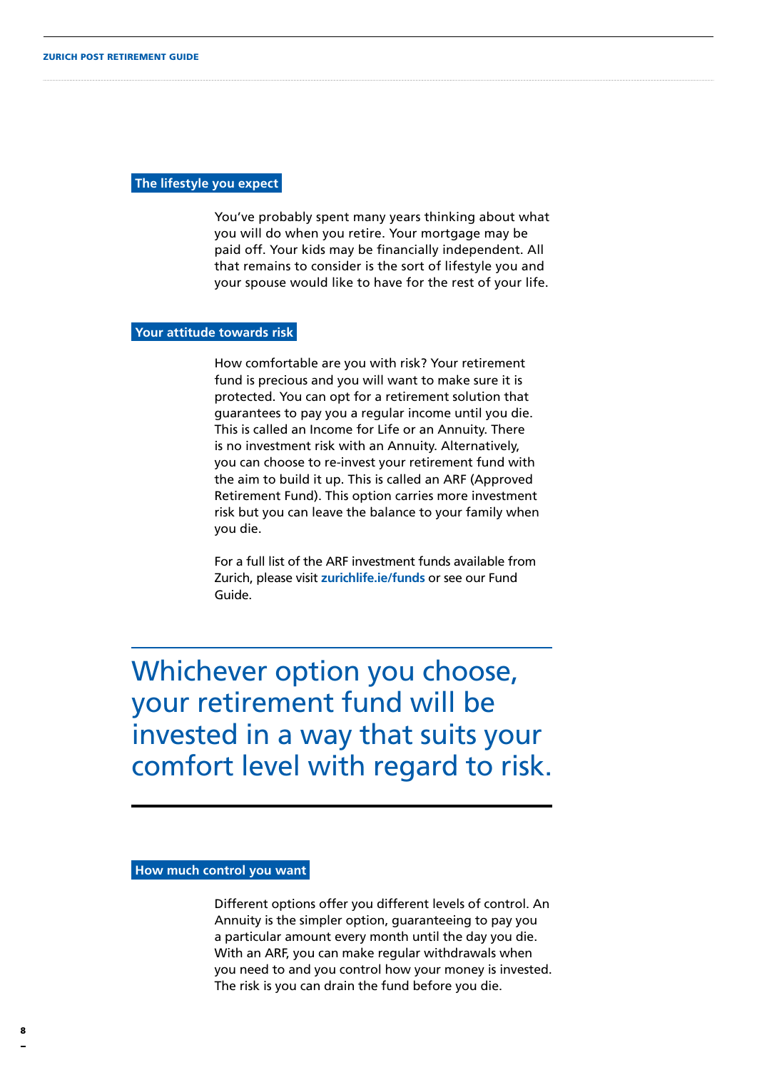## The lifestyle you expect

You've probably spent many years thinking about what you will do when you retire. Your mortgage may be paid off. Your kids may be financially independent. All that remains to consider is the sort of lifestyle you and your spouse would like to have for the rest of your life.

## Your attitude towards risk

How comfortable are you with risk? Your retirement fund is precious and you will want to make sure it is protected. You can opt for a retirement solution that guarantees to pay you a regular income until you die. This is called an Income for Life or an Annuity. There is no investment risk with an Annuity. Alternatively, you can choose to re-invest your retirement fund with the aim to build it up. This is called an ARF (Approved Retirement Fund). This option carries more investment risk but you can leave the balance to your family when you die.

For a full list of the ARF investment funds available from Zurich, please visit **zurichlife.ie/funds** or see our Fund Guide.

> Whichever option you choose, your retirement fund will be invested in a way that suits your comfort level with regard to risk.

## How much control you want

Different options offer you different levels of control. An Annuity is the simpler option, guaranteeing to pay you a particular amount every month until the day you die. With an ARF, you can make regular withdrawals when you need to and you control how your money is invested. The risk is you can drain the fund before you die.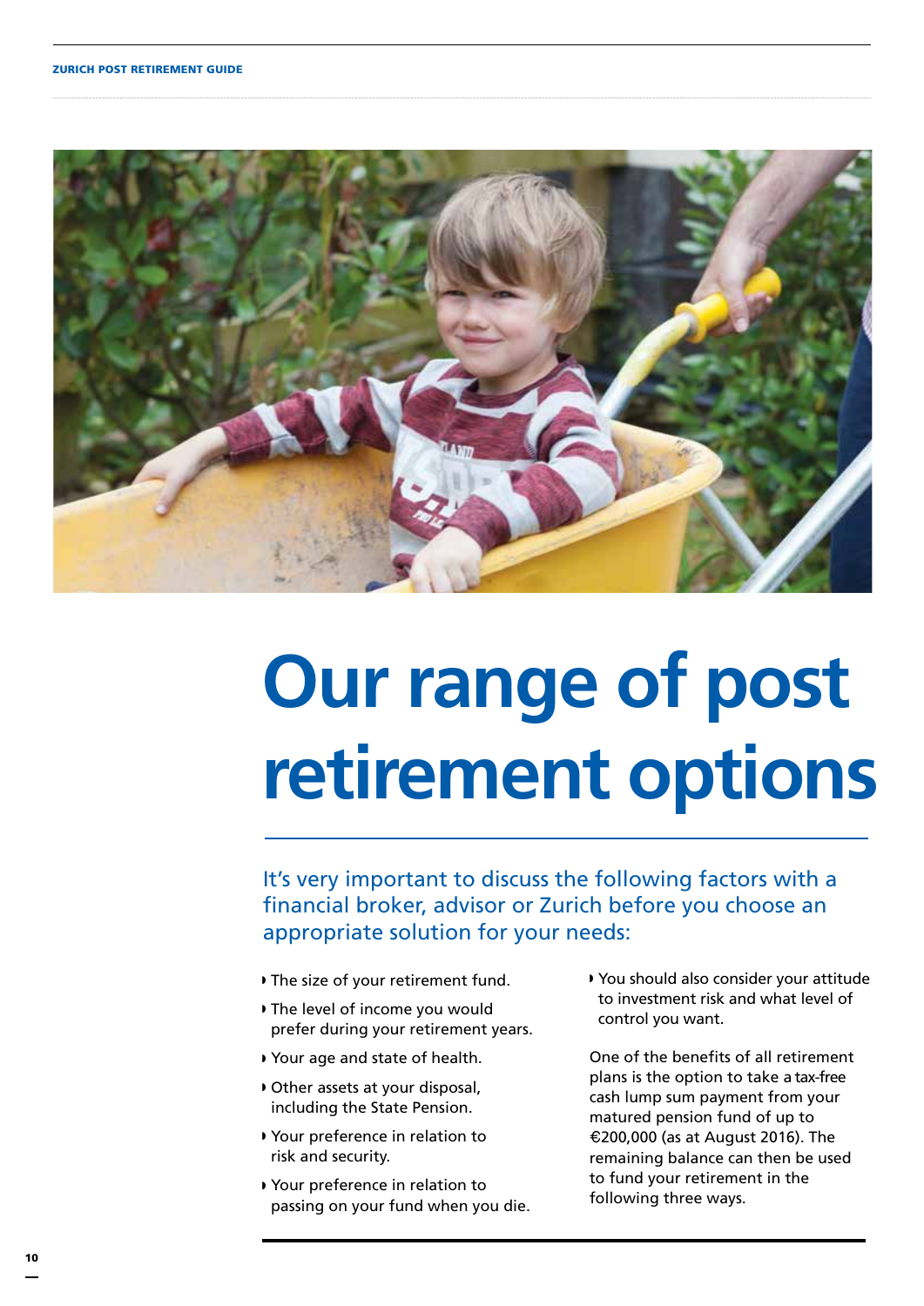# Our range of post retirement options

It's very important to discuss the following factors with a financial broker, advisor or Zurich before you choose an appropriate solution for your needs:

- The size of your retirement fund.
- The level of income you would prefer during your retirement years.
- Your age and state of health.
- Other assets at your disposal, including the State Pension.
- Your preference in relation to risk and security.
- Your preference in relation to passing on your fund when you die.
- You should also consider your attitude to investment risk and what level of control you want.

One of the benefits of all retirement plans is the option to take a tax-free cash lump sum payment from your matured pension fund of up to €200,000 (as at August 2016). The remaining balance can then be used to fund your retirement in the following three ways.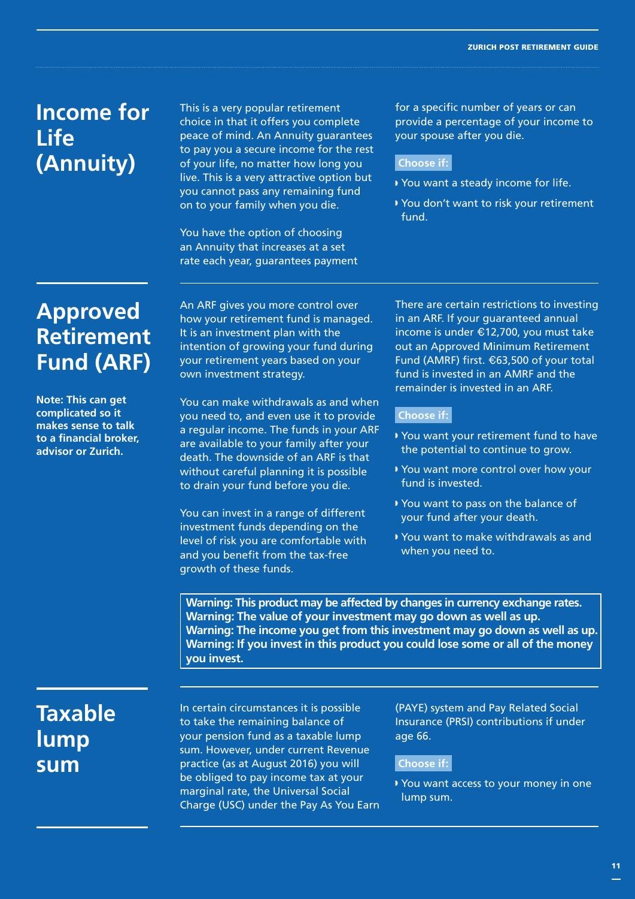## Income for Life (Annuity)

This is a very popular retirement choice in that it offers you complete peace of mind. An Annuity guarantees to pay you a secure income for the rest of your life, no matter how long you live. This is a very attractive option but you cannot pass any remaining fund on to your family when you die.

You have the option of choosing an Annuity that increases at a set rate each year, guarantees payment for a specific number of years or can provide a percentage of your income to your spouse after you die.

**Choose if:**

- You want a steady income for life.
- You don't want to risk your retirement fund.

## Approved Retirement Fund (ARF)

**Note: This can get complicated so it makes sense to talk to a financial broker, advisor or Zurich.**

An ARF gives you more control over how your retirement fund is managed. It is an investment plan with the intention of growing your fund during your retirement years based on your own investment strategy.

You can make withdrawals as and when you need to, and even use it to provide a regular income. The funds in your ARF are available to your family after your death. The downside of an ARF is that without careful planning it is possible to drain your fund before you die.

You can invest in a range of different investment funds depending on the level of risk you are comfortable with and you benefit from the tax-free growth of these funds.

There are certain restrictions to investing in an ARF. If your guaranteed annual income is under €12,700, you must take out an Approved Minimum Retirement Fund (AMRF) first. €63,500 of your total fund is invested in an AMRF and the remainder is invested in an ARF.

**Choose if:**

- You want your retirement fund to have the potential to continue to grow.
- You want more control over how your fund is invested.
- You want to pass on the balance of your fund after your death.
- You want to make withdrawals as and when you need to.

**Warning: This product may be affected by changes in currency exchange rates.**
**Warning: The value of your investment may go down as well as up.**
**Warning: The income you get from this investment may go down as well as up.**
**Warning: If you invest in this product you could lose some or all of the money you invest.**

## Taxable lump sum

In certain circumstances it is possible to take the remaining balance of your pension fund as a taxable lump sum. However, under current Revenue practice (as at August 2016) you will be obliged to pay income tax at your marginal rate, the Universal Social Charge (USC) under the Pay As You Earn (PAYE) system and Pay Related Social Insurance (PRSI) contributions if under age 66.

**Choose if:**

- You want access to your money in one lump sum.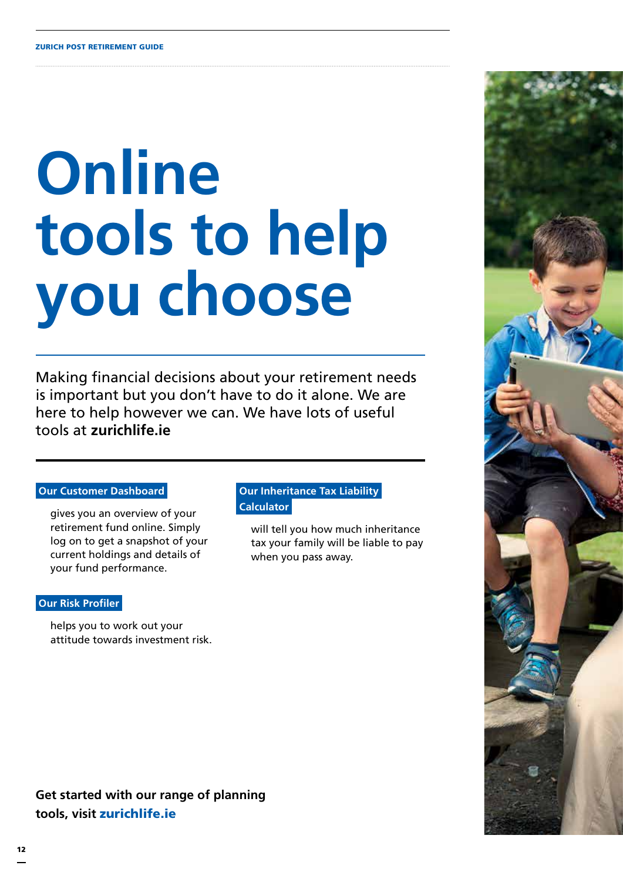# Online tools to help you choose

Making financial decisions about your retirement needs is important but you don't have to do it alone. We are here to help however we can. We have lots of useful tools at **zurichlife.ie**

**Our Customer Dashboard**

gives you an overview of your retirement fund online. Simply log on to get a snapshot of your current holdings and details of your fund performance.

**Our Risk Profiler**

helps you to work out your attitude towards investment risk.

**Our Inheritance Tax Liability Calculator**

will tell you how much inheritance tax your family will be liable to pay when you pass away.

**Get started with our range of planning tools, visit zurichlife.ie**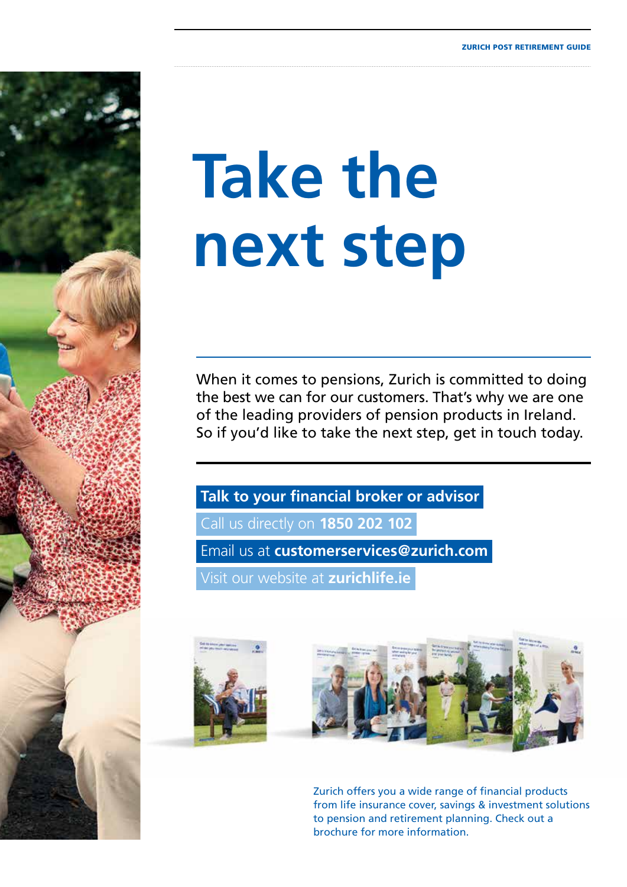# Take the next step

When it comes to pensions, Zurich is committed to doing the best we can for our customers. That's why we are one of the leading providers of pension products in Ireland. So if you'd like to take the next step, get in touch today.

**Talk to your financial broker or advisor**

Call us directly on **1850 202 102**

Email us at **customerservices@zurich.com**

Visit our website at **zurichlife.ie**

Zurich offers you a wide range of financial products from life insurance cover, savings & investment solutions to pension and retirement planning. Check out a brochure for more information.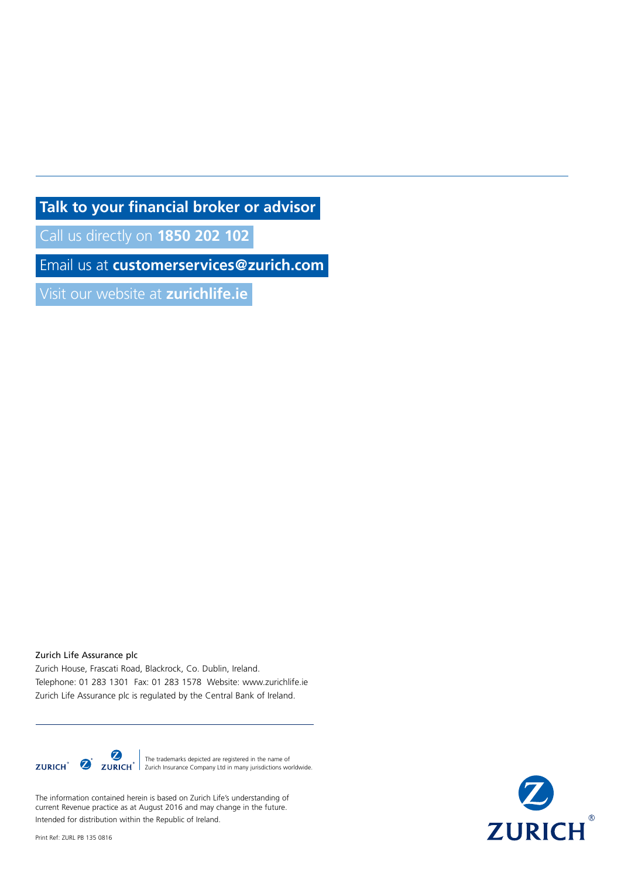**Talk to your financial broker or advisor**

Call us directly on **1850 202 102**

Email us at **customerservices@zurich.com**

Visit our website at **zurichlife.ie**

Zurich Life Assurance plc

Zurich House, Frascati Road, Blackrock, Co. Dublin, Ireland.

Telephone: 01 283 1301 Fax: 01 283 1578 Website: www.zurichlife.ie

Zurich Life Assurance plc is regulated by the Central Bank of Ireland.

ZURICH® ZURICH®

The trademarks depicted are registered in the name of Zurich Insurance Company Ltd in many jurisdictions worldwide.

The information contained herein is based on Zurich Life's understanding of current Revenue practice as at August 2016 and may change in the future.

Intended for distribution within the Republic of Ireland.

Print Ref: ZURL PB 135 0816

ZURICH®